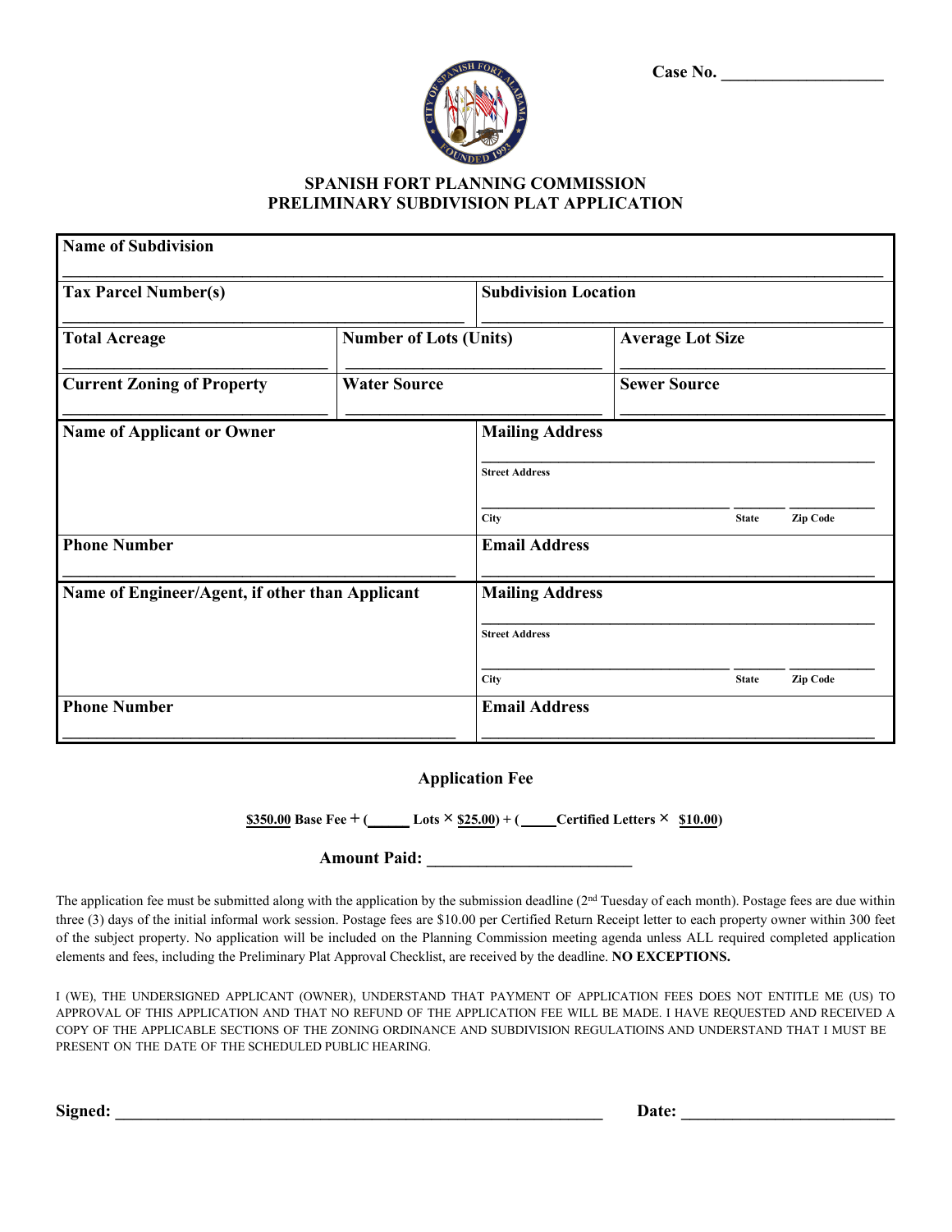Case No. ___________________

# SPANISH FORT PLANNING COMMISSION
# PRELIMINARY SUBDIVISION PLAT APPLICATION

| **Name of Subdivision** | | |
|---|---|---|
| **Tax Parcel Number(s)** | **Subdivision Location** | |
| **Total Acreage** | **Number of Lots (Units)** | **Average Lot Size** |
| **Current Zoning of Property** | **Water Source** | **Sewer Source** |
| **Name of Applicant or Owner** | **Mailing Address**<br>Street Address<br>City State Zip Code | |
| **Phone Number** | **Email Address** | |
| **Name of Engineer/Agent, if other than Applicant** | **Mailing Address**<br>Street Address<br>City State Zip Code | |
| **Phone Number** | **Email Address** | |

**Application Fee**

**$350.00 Base Fee + (______ Lots × $25.00) + (_____Certified Letters × $10.00)**

**Amount Paid: _________________________**

The application fee must be submitted along with the application by the submission deadline (2nd Tuesday of each month). Postage fees are due within three (3) days of the initial informal work session. Postage fees are $10.00 per Certified Return Receipt letter to each property owner within 300 feet of the subject property. No application will be included on the Planning Commission meeting agenda unless ALL required completed application elements and fees, including the Preliminary Plat Approval Checklist, are received by the deadline. **NO EXCEPTIONS.**

I (WE), THE UNDERSIGNED APPLICANT (OWNER), UNDERSTAND THAT PAYMENT OF APPLICATION FEES DOES NOT ENTITLE ME (US) TO APPROVAL OF THIS APPLICATION AND THAT NO REFUND OF THE APPLICATION FEE WILL BE MADE. I HAVE REQUESTED AND RECEIVED A COPY OF THE APPLICABLE SECTIONS OF THE ZONING ORDINANCE AND SUBDIVISION REGULATIOINS AND UNDERSTAND THAT I MUST BE PRESENT ON THE DATE OF THE SCHEDULED PUBLIC HEARING.

**Signed:** _____________________________________________ **Date:** ___________________________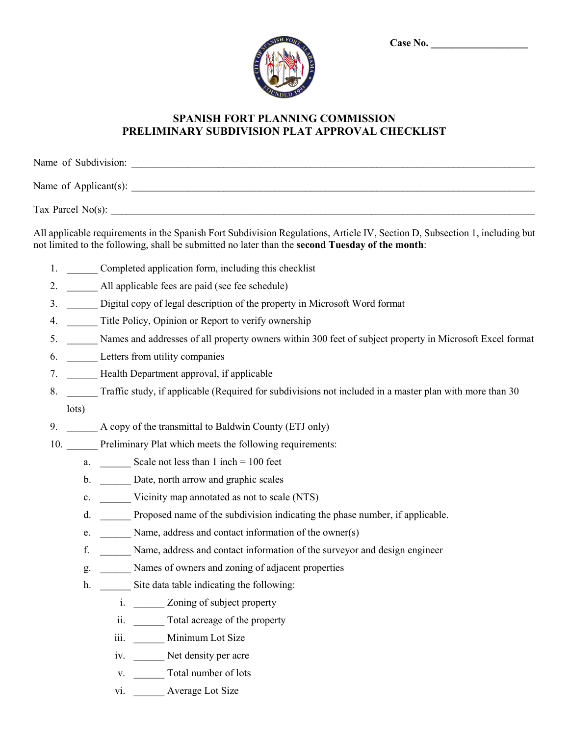Case No. ___________________

# SPANISH FORT PLANNING COMMISSION
## PRELIMINARY SUBDIVISION PLAT APPROVAL CHECKLIST

Name of Subdivision: ______________________________________________________________________________

Name of Applicant(s): ______________________________________________________________________________

Tax Parcel No(s): ________________________________________________________________________________

All applicable requirements in the Spanish Fort Subdivision Regulations, Article IV, Section D, Subsection 1, including but not limited to the following, shall be submitted no later than the **second Tuesday of the month**:

1. ______ Completed application form, including this checklist
2. ______ All applicable fees are paid (see fee schedule)
3. ______ Digital copy of legal description of the property in Microsoft Word format
4. ______ Title Policy, Opinion or Report to verify ownership
5. ______ Names and addresses of all property owners within 300 feet of subject property in Microsoft Excel format
6. ______ Letters from utility companies
7. ______ Health Department approval, if applicable
8. ______ Traffic study, if applicable (Required for subdivisions not included in a master plan with more than 30 lots)
9. ______ A copy of the transmittal to Baldwin County (ETJ only)
10. ______ Preliminary Plat which meets the following requirements:
    a. ______ Scale not less than 1 inch = 100 feet
    b. ______ Date, north arrow and graphic scales
    c. ______ Vicinity map annotated as not to scale (NTS)
    d. ______ Proposed name of the subdivision indicating the phase number, if applicable.
    e. ______ Name, address and contact information of the owner(s)
    f. ______ Name, address and contact information of the surveyor and design engineer
    g. ______ Names of owners and zoning of adjacent properties
    h. ______ Site data table indicating the following:
        i. ______ Zoning of subject property
        ii. ______ Total acreage of the property
        iii. ______ Minimum Lot Size
        iv. ______ Net density per acre
        v. ______ Total number of lots
        vi. ______ Average Lot Size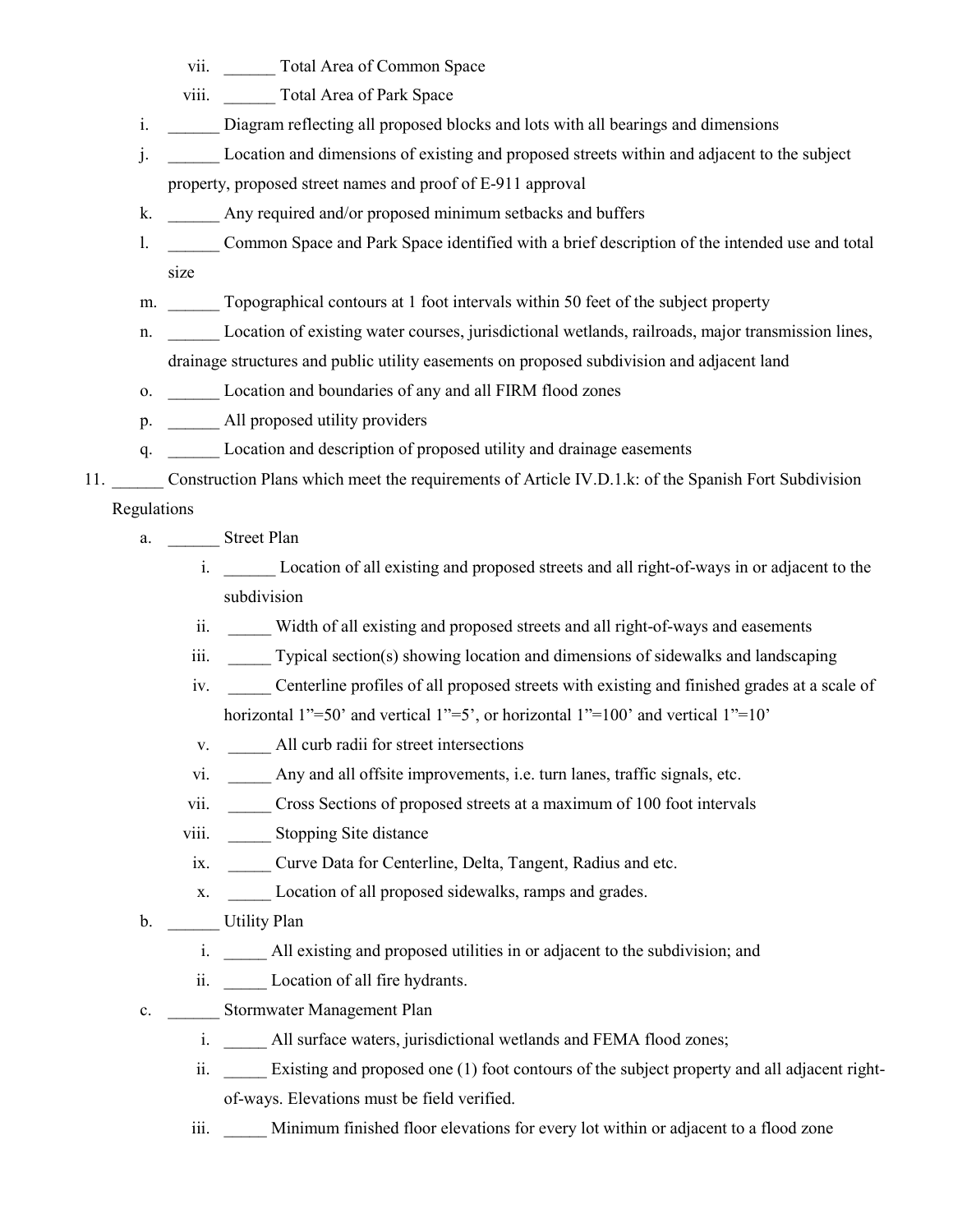- vii. ______ Total Area of Common Space
   - viii. ______ Total Area of Park Space
- i. ______ Diagram reflecting all proposed blocks and lots with all bearings and dimensions
- j. ______ Location and dimensions of existing and proposed streets within and adjacent to the subject property, proposed street names and proof of E-911 approval
- k. ______ Any required and/or proposed minimum setbacks and buffers
- l. ______ Common Space and Park Space identified with a brief description of the intended use and total size
- m. ______ Topographical contours at 1 foot intervals within 50 feet of the subject property
- n. ______ Location of existing water courses, jurisdictional wetlands, railroads, major transmission lines, drainage structures and public utility easements on proposed subdivision and adjacent land
- o. ______ Location and boundaries of any and all FIRM flood zones
- p. ______ All proposed utility providers
- q. ______ Location and description of proposed utility and drainage easements

11. ______ Construction Plans which meet the requirements of Article IV.D.1.k: of the Spanish Fort Subdivision Regulations
   - a. ______ Street Plan
      - i. ______ Location of all existing and proposed streets and all right-of-ways in or adjacent to the subdivision
      - ii. _____ Width of all existing and proposed streets and all right-of-ways and easements
      - iii. _____ Typical section(s) showing location and dimensions of sidewalks and landscaping
      - iv. _____ Centerline profiles of all proposed streets with existing and finished grades at a scale of horizontal 1”=50’ and vertical 1”=5’, or horizontal 1”=100’ and vertical 1”=10’
      - v. _____ All curb radii for street intersections
      - vi. _____ Any and all offsite improvements, i.e. turn lanes, traffic signals, etc.
      - vii. _____ Cross Sections of proposed streets at a maximum of 100 foot intervals
      - viii. _____ Stopping Site distance
      - ix. _____ Curve Data for Centerline, Delta, Tangent, Radius and etc.
      - x. _____ Location of all proposed sidewalks, ramps and grades.
   - b. ______ Utility Plan
      - i. _____ All existing and proposed utilities in or adjacent to the subdivision; and
      - ii. _____ Location of all fire hydrants.
   - c. ______ Stormwater Management Plan
      - i. _____ All surface waters, jurisdictional wetlands and FEMA flood zones;
      - ii. _____ Existing and proposed one (1) foot contours of the subject property and all adjacent right-of-ways. Elevations must be field verified.
      - iii. _____ Minimum finished floor elevations for every lot within or adjacent to a flood zone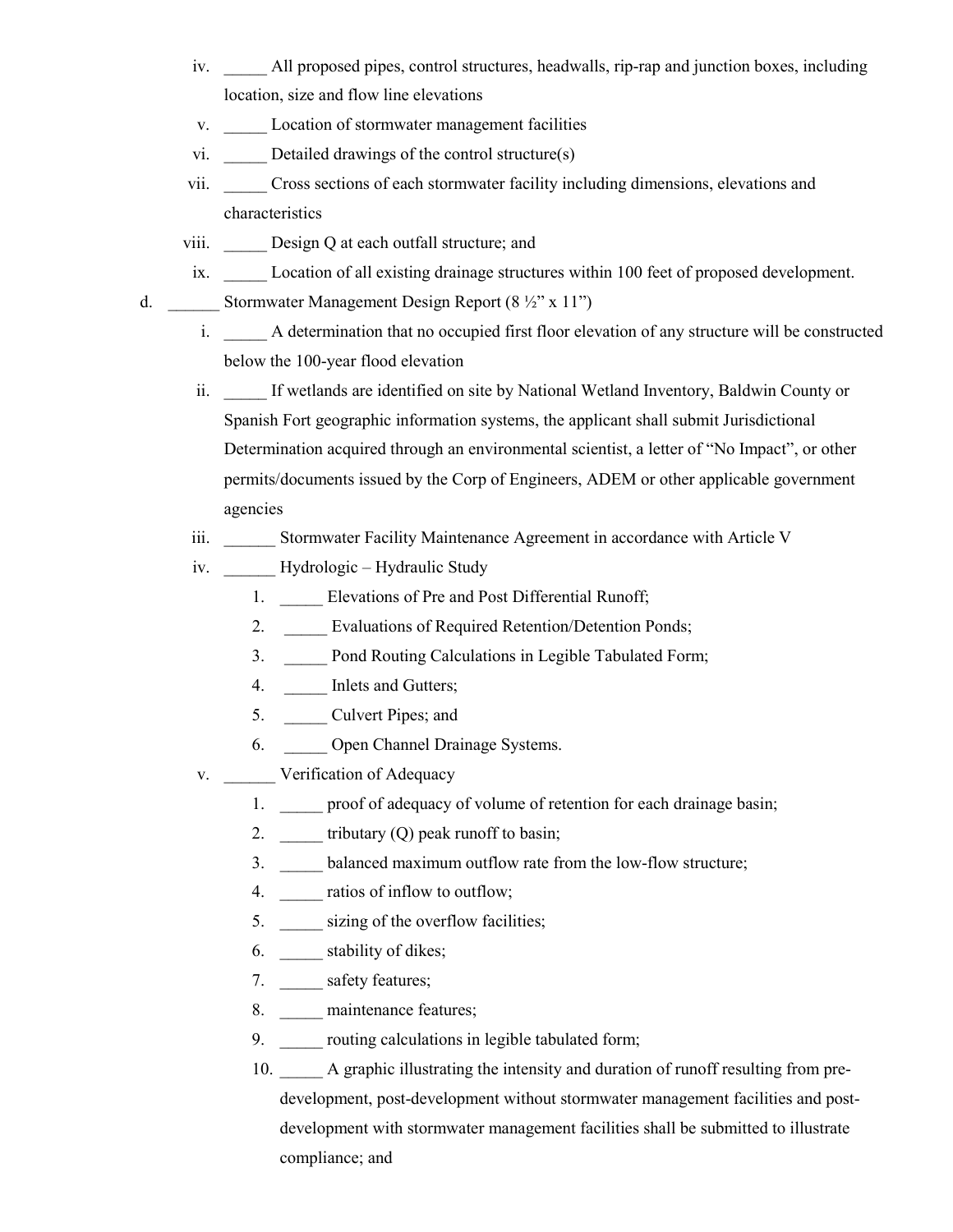iv. _____ All proposed pipes, control structures, headwalls, rip-rap and junction boxes, including location, size and flow line elevations

v. _____ Location of stormwater management facilities

vi. _____ Detailed drawings of the control structure(s)

vii. _____ Cross sections of each stormwater facility including dimensions, elevations and characteristics

viii. _____ Design Q at each outfall structure; and

ix. _____ Location of all existing drainage structures within 100 feet of proposed development.

d. ______ Stormwater Management Design Report (8 ½" x 11")

i. _____ A determination that no occupied first floor elevation of any structure will be constructed below the 100-year flood elevation

ii. _____ If wetlands are identified on site by National Wetland Inventory, Baldwin County or Spanish Fort geographic information systems, the applicant shall submit Jurisdictional Determination acquired through an environmental scientist, a letter of "No Impact", or other permits/documents issued by the Corp of Engineers, ADEM or other applicable government agencies

iii. ______ Stormwater Facility Maintenance Agreement in accordance with Article V

iv. ______ Hydrologic – Hydraulic Study

1. _____ Elevations of Pre and Post Differential Runoff;
2. _____ Evaluations of Required Retention/Detention Ponds;
3. _____ Pond Routing Calculations in Legible Tabulated Form;
4. _____ Inlets and Gutters;
5. _____ Culvert Pipes; and
6. _____ Open Channel Drainage Systems.

v. ______ Verification of Adequacy

1. _____ proof of adequacy of volume of retention for each drainage basin;
2. _____ tributary (Q) peak runoff to basin;
3. _____ balanced maximum outflow rate from the low-flow structure;
4. _____ ratios of inflow to outflow;
5. _____ sizing of the overflow facilities;
6. _____ stability of dikes;
7. _____ safety features;
8. _____ maintenance features;
9. _____ routing calculations in legible tabulated form;
10. _____ A graphic illustrating the intensity and duration of runoff resulting from pre-development, post-development without stormwater management facilities and post-development with stormwater management facilities shall be submitted to illustrate compliance; and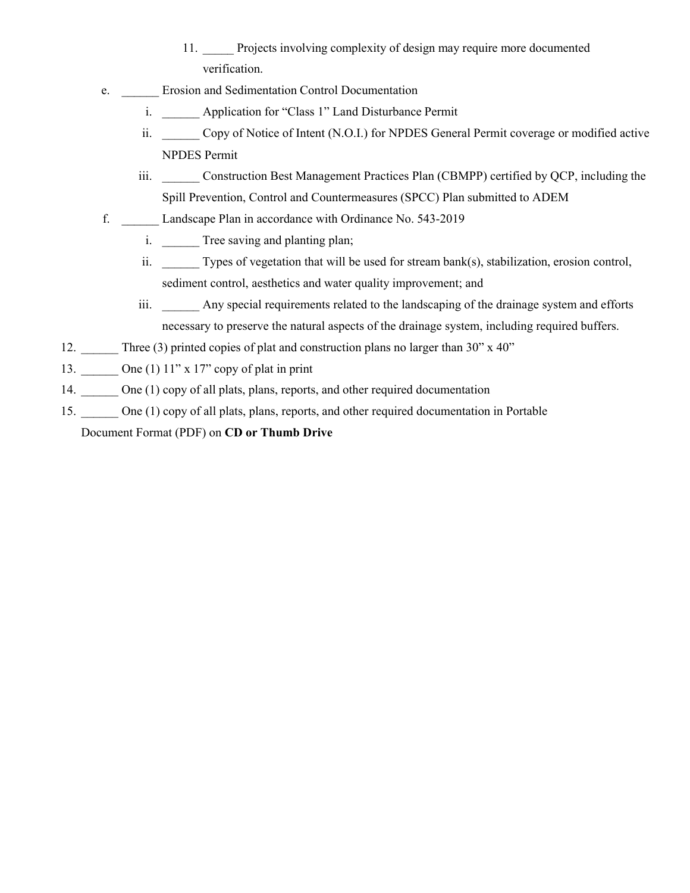11. _____ Projects involving complexity of design may require more documented verification.

e. ______ Erosion and Sedimentation Control Documentation

   i. ______ Application for “Class 1” Land Disturbance Permit

   ii. ______ Copy of Notice of Intent (N.O.I.) for NPDES General Permit coverage or modified active NPDES Permit

   iii. ______ Construction Best Management Practices Plan (CBMPP) certified by QCP, including the Spill Prevention, Control and Countermeasures (SPCC) Plan submitted to ADEM

f. ______ Landscape Plan in accordance with Ordinance No. 543-2019

   i. ______ Tree saving and planting plan;

   ii. ______ Types of vegetation that will be used for stream bank(s), stabilization, erosion control, sediment control, aesthetics and water quality improvement; and

   iii. ______ Any special requirements related to the landscaping of the drainage system and efforts necessary to preserve the natural aspects of the drainage system, including required buffers.

12. ______ Three (3) printed copies of plat and construction plans no larger than 30” x 40”

13. ______ One (1) 11” x 17” copy of plat in print

14. ______ One (1) copy of all plats, plans, reports, and other required documentation

15. ______ One (1) copy of all plats, plans, reports, and other required documentation in Portable Document Format (PDF) on **CD or Thumb Drive**